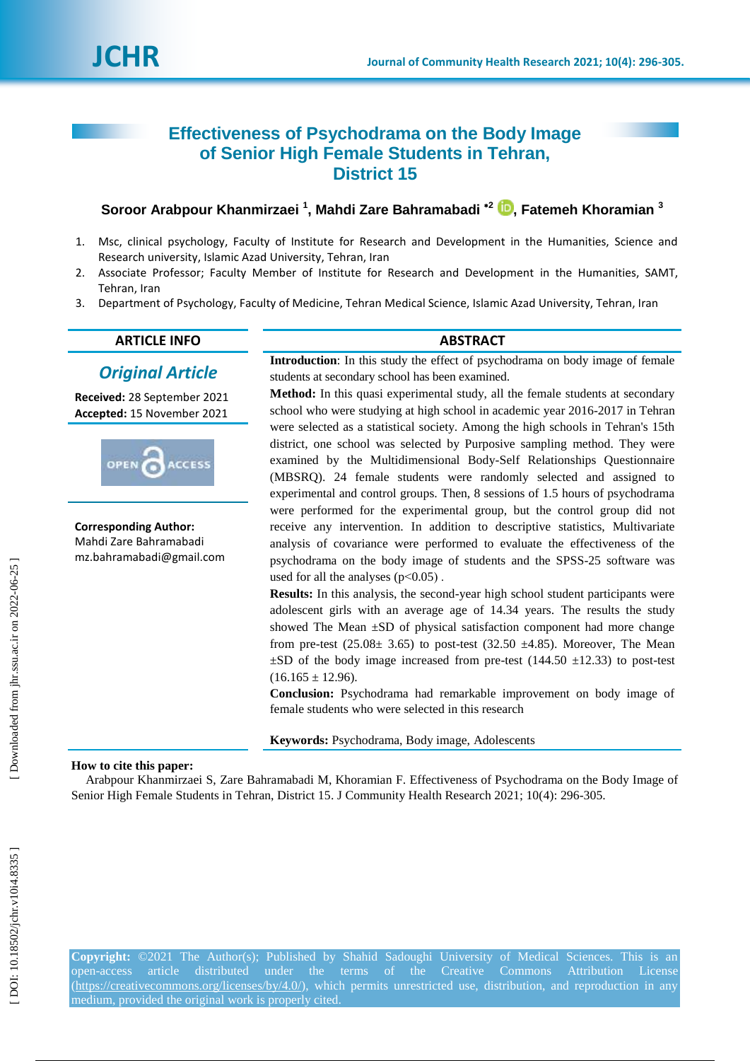# Effectiveness of Psychodrama on the Body Image of Senior High Female Students in Tehran, District 15

**Soroor Arabpour Khanmirzaei [1], Mahdi Zare Bahramabadi [*2], Fatemeh Khoramian [3]**

1. Msc, clinical psychology, Faculty of Institute for Research and Development in the Humanities, Science and Research university, Islamic Azad University, Tehran, Iran
2. Associate Professor; Faculty Member of Institute for Research and Development in the Humanities, SAMT, Tehran, Iran
3. Department of Psychology, Faculty of Medicine, Tehran Medical Science, Islamic Azad University, Tehran, Iran

## ARTICLE INFO

***Original Article***

**Received:** 28 September 2021
**Accepted:** 15 November 2021

OPEN ACCESS

**Corresponding Author:**
Mahdi Zare Bahramabadi
mz.bahramabadi@gmail.com

## ABSTRACT

**Introduction**: In this study the effect of psychodrama on body image of female students at secondary school has been examined.

**Method:** In this quasi experimental study, all the female students at secondary school who were studying at high school in academic year 2016-2017 in Tehran were selected as a statistical society. Among the high schools in Tehran's 15th district, one school was selected by Purposive sampling method. They were examined by the Multidimensional Body-Self Relationships Questionnaire (MBSRQ). 24 female students were randomly selected and assigned to experimental and control groups. Then, 8 sessions of 1.5 hours of psychodrama were performed for the experimental group, but the control group did not receive any intervention. In addition to descriptive statistics, Multivariate analysis of covariance were performed to evaluate the effectiveness of the psychodrama on the body image of students and the SPSS-25 software was used for all the analyses ($p<0.05$) .

**Results:** In this analysis, the second-year high school student participants were adolescent girls with an average age of 14.34 years. The results the study showed The Mean ±SD of physical satisfaction component had more change from pre-test (25.08± 3.65) to post-test (32.50 ±4.85). Moreover, The Mean ±SD of the body image increased from pre-test (144.50 ±12.33) to post-test (16.165 ± 12.96).

**Conclusion:** Psychodrama had remarkable improvement on body image of female students who were selected in this research

**Keywords:** Psychodrama, Body image, Adolescents

**How to cite this paper:**
Arabpour Khanmirzaei S, Zare Bahramabadi M, Khoramian F. Effectiveness of Psychodrama on the Body Image of Senior High Female Students in Tehran, District 15. J Community Health Research 2021; 10(4): 296-305.

**Copyright:** ©2021 The Author(s); Published by Shahid Sadoughi University of Medical Sciences. This is an open-access article distributed under the terms of the Creative Commons Attribution License (https://creativecommons.org/licenses/by/4.0/), which permits unrestricted use, distribution, and reproduction in any medium, provided the original work is properly cited.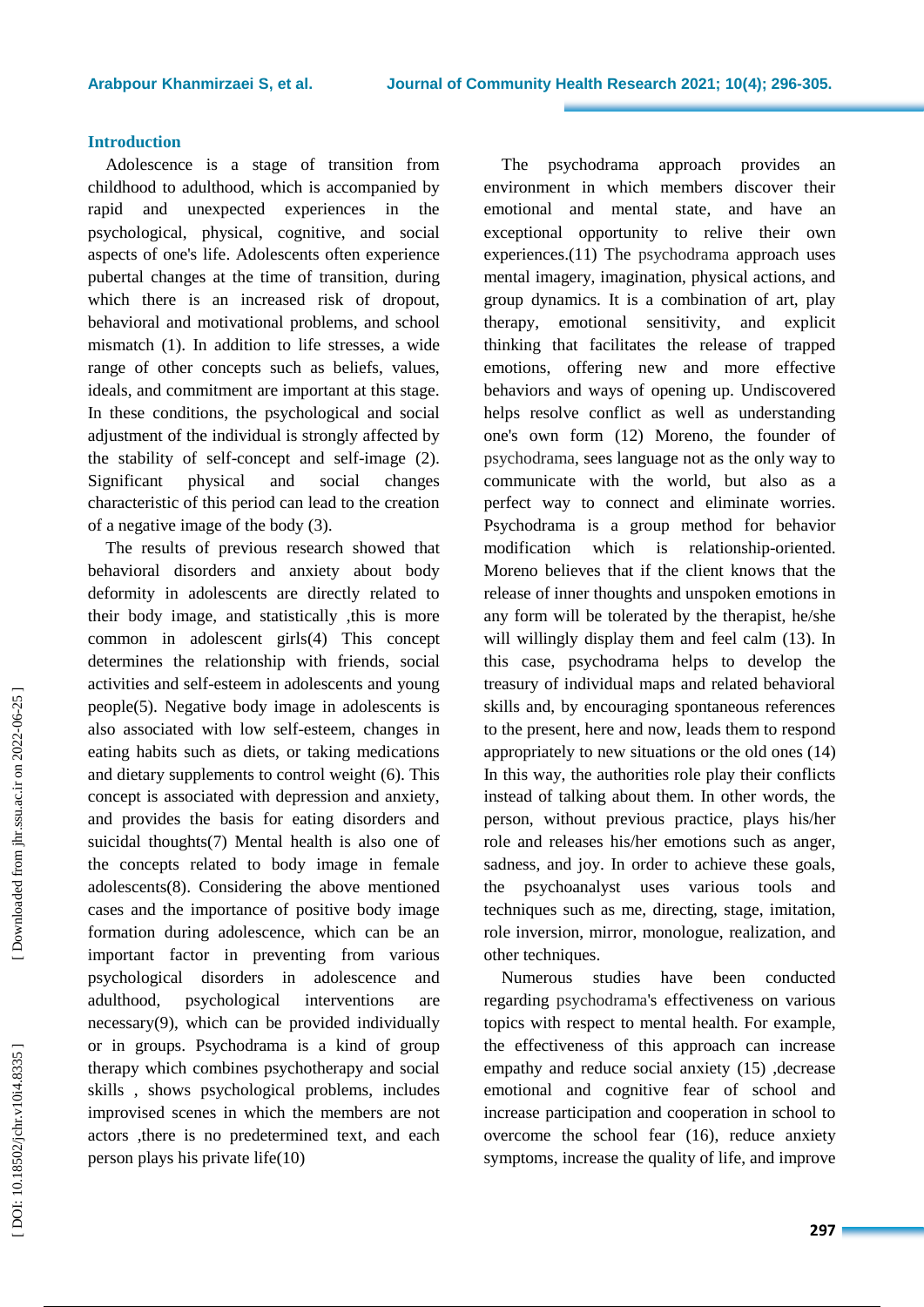## Introduction

Adolescence is a stage of transition from childhood to adulthood, which is accompanied by rapid and unexpected experiences in the psychological, physical, cognitive, and social aspects of one's life. Adolescents often experience pubertal changes at the time of transition, during which there is an increased risk of dropout, behavioral and motivational problems, and school mismatch (1). In addition to life stresses, a wide range of other concepts such as beliefs, values, ideals, and commitment are important at this stage. In these conditions, the psychological and social adjustment of the individual is strongly affected by the stability of self-concept and self-image (2). Significant physical and social changes characteristic of this period can lead to the creation of a negative image of the body (3).

The results of previous research showed that behavioral disorders and anxiety about body deformity in adolescents are directly related to their body image, and statistically ,this is more common in adolescent girls(4) This concept determines the relationship with friends, social activities and self-esteem in adolescents and young people(5). Negative body image in adolescents is also associated with low self-esteem, changes in eating habits such as diets, or taking medications and dietary supplements to control weight (6). This concept is associated with depression and anxiety, and provides the basis for eating disorders and suicidal thoughts(7) Mental health is also one of the concepts related to body image in female adolescents(8). Considering the above mentioned cases and the importance of positive body image formation during adolescence, which can be an important factor in preventing from various psychological disorders in adolescence and adulthood, psychological interventions are necessary(9), which can be provided individually or in groups. Psychodrama is a kind of group therapy which combines psychotherapy and social skills , shows psychological problems, includes improvised scenes in which the members are not actors ,there is no predetermined text, and each person plays his private life(10)

The psychodrama approach provides an environment in which members discover their emotional and mental state, and have an exceptional opportunity to relive their own experiences.(11) The psychodrama approach uses mental imagery, imagination, physical actions, and group dynamics. It is a combination of art, play therapy, emotional sensitivity, and explicit thinking that facilitates the release of trapped emotions, offering new and more effective behaviors and ways of opening up. Undiscovered helps resolve conflict as well as understanding one's own form (12) Moreno, the founder of psychodrama, sees language not as the only way to communicate with the world, but also as a perfect way to connect and eliminate worries. Psychodrama is a group method for behavior modification which is relationship-oriented. Moreno believes that if the client knows that the release of inner thoughts and unspoken emotions in any form will be tolerated by the therapist, he/she will willingly display them and feel calm (13). In this case, psychodrama helps to develop the treasury of individual maps and related behavioral skills and, by encouraging spontaneous references to the present, here and now, leads them to respond appropriately to new situations or the old ones (14) In this way, the authorities role play their conflicts instead of talking about them. In other words, the person, without previous practice, plays his/her role and releases his/her emotions such as anger, sadness, and joy. In order to achieve these goals, the psychoanalyst uses various tools and techniques such as me, directing, stage, imitation, role inversion, mirror, monologue, realization, and other techniques.

Numerous studies have been conducted regarding psychodrama's effectiveness on various topics with respect to mental health. For example, the effectiveness of this approach can increase empathy and reduce social anxiety (15) ,decrease emotional and cognitive fear of school and increase participation and cooperation in school to overcome the school fear (16), reduce anxiety symptoms, increase the quality of life, and improve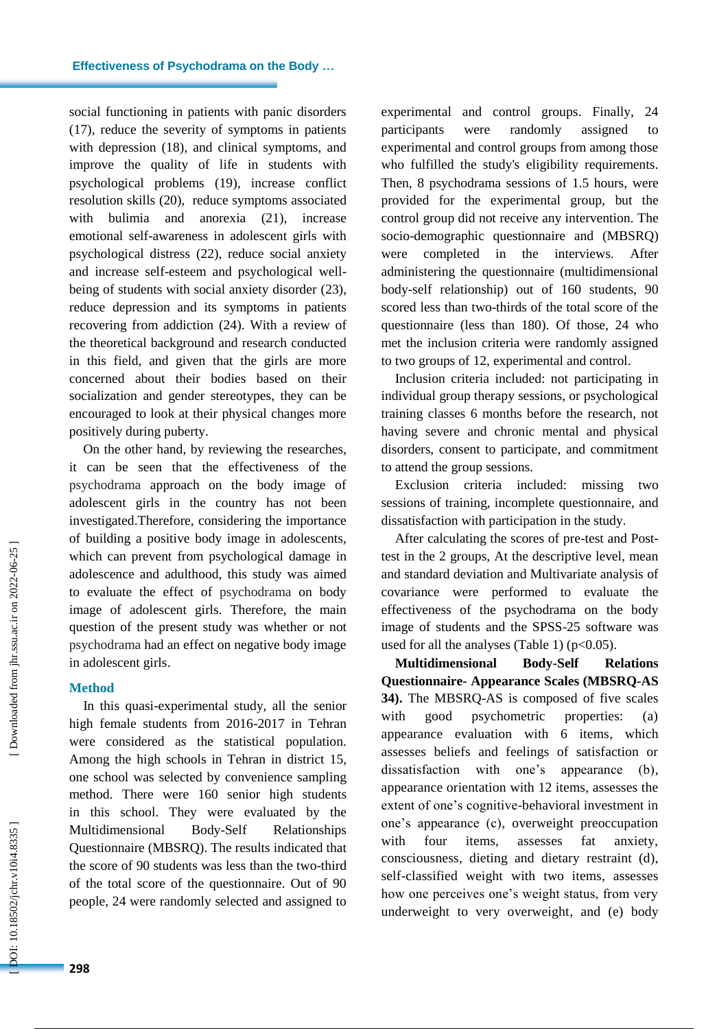social functioning in patients with panic disorders (17), reduce the severity of symptoms in patients with depression (18), and clinical symptoms, and improve the quality of life in students with psychological problems (19), increase conflict resolution skills (20), reduce symptoms associated with bulimia and anorexia (21), increase emotional self-awareness in adolescent girls with psychological distress (22), reduce social anxiety and increase self-esteem and psychological well-being of students with social anxiety disorder (23), reduce depression and its symptoms in patients recovering from addiction (24). With a review of the theoretical background and research conducted in this field, and given that the girls are more concerned about their bodies based on their socialization and gender stereotypes, they can be encouraged to look at their physical changes more positively during puberty.

On the other hand, by reviewing the researches, it can be seen that the effectiveness of the psychodrama approach on the body image of adolescent girls in the country has not been investigated.Therefore, considering the importance of building a positive body image in adolescents, which can prevent from psychological damage in adolescence and adulthood, this study was aimed to evaluate the effect of psychodrama on body image of adolescent girls. Therefore, the main question of the present study was whether or not psychodrama had an effect on negative body image in adolescent girls.

## Method

In this quasi-experimental study, all the senior high female students from 2016-2017 in Tehran were considered as the statistical population. Among the high schools in Tehran in district 15, one school was selected by convenience sampling method. There were 160 senior high students in this school. They were evaluated by the Multidimensional Body-Self Relationships Questionnaire (MBSRQ). The results indicated that the score of 90 students was less than the two-third of the total score of the questionnaire. Out of 90 people, 24 were randomly selected and assigned to experimental and control groups. Finally, 24 participants were randomly assigned to experimental and control groups from among those who fulfilled the study's eligibility requirements. Then, 8 psychodrama sessions of 1.5 hours, were provided for the experimental group, but the control group did not receive any intervention. The socio-demographic questionnaire and (MBSRQ) were completed in the interviews. After administering the questionnaire (multidimensional body-self relationship) out of 160 students, 90 scored less than two-thirds of the total score of the questionnaire (less than 180). Of those, 24 who met the inclusion criteria were randomly assigned to two groups of 12, experimental and control.

Inclusion criteria included: not participating in individual group therapy sessions, or psychological training classes 6 months before the research, not having severe and chronic mental and physical disorders, consent to participate, and commitment to attend the group sessions.

Exclusion criteria included: missing two sessions of training, incomplete questionnaire, and dissatisfaction with participation in the study.

After calculating the scores of pre-test and Post-test in the 2 groups, At the descriptive level, mean and standard deviation and Multivariate analysis of covariance were performed to evaluate the effectiveness of the psychodrama on the body image of students and the SPSS-25 software was used for all the analyses (Table 1) ($p<0.05$).

**Multidimensional Body-Self Relations Questionnaire- Appearance Scales (MBSRQ-AS 34).** The MBSRQ-AS is composed of five scales with good psychometric properties: (a) appearance evaluation with 6 items, which assesses beliefs and feelings of satisfaction or dissatisfaction with one's appearance (b), appearance orientation with 12 items, assesses the extent of one's cognitive-behavioral investment in one's appearance (c), overweight preoccupation with four items, assesses fat anxiety, consciousness, dieting and dietary restraint (d), self-classified weight with two items, assesses how one perceives one's weight status, from very underweight to very overweight, and (e) body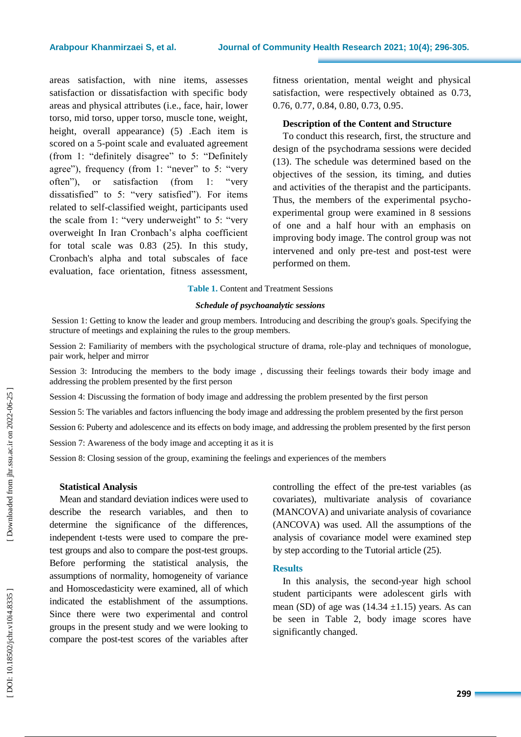areas satisfaction, with nine items, assesses satisfaction or dissatisfaction with specific body areas and physical attributes (i.e., face, hair, lower torso, mid torso, upper torso, muscle tone, weight, height, overall appearance) (5) .Each item is scored on a 5-point scale and evaluated agreement (from 1: "definitely disagree" to 5: "Definitely agree"), frequency (from 1: "never" to 5: "very often"), or satisfaction (from 1: "very dissatisfied" to 5: "very satisfied"). For items related to self-classified weight, participants used the scale from 1: "very underweight" to 5: "very overweight In Iran Cronbach's alpha coefficient for total scale was 0.83 (25). In this study, Cronbach's alpha and total subscales of face evaluation, face orientation, fitness assessment, fitness orientation, mental weight and physical satisfaction, were respectively obtained as 0.73, 0.76, 0.77, 0.84, 0.80, 0.73, 0.95.

**Description of the Content and Structure**

To conduct this research, first, the structure and design of the psychodrama sessions were decided (13). The schedule was determined based on the objectives of the session, its timing, and duties and activities of the therapist and the participants. Thus, the members of the experimental psycho-experimental group were examined in 8 sessions of one and a half hour with an emphasis on improving body image. The control group was not intervened and only pre-test and post-test were performed on them.

**Table 1.** Content and Treatment Sessions

| ***Schedule of psychoanalytic sessions*** |
|---|
| Session 1: Getting to know the leader and group members. Introducing and describing the group's goals. Specifying the structure of meetings and explaining the rules to the group members. |
| Session 2: Familiarity of members with the psychological structure of drama, role-play and techniques of monologue, pair work, helper and mirror |
| Session 3: Introducing the members to the body image , discussing their feelings towards their body image and addressing the problem presented by the first person |
| Session 4: Discussing the formation of body image and addressing the problem presented by the first person |
| Session 5: The variables and factors influencing the body image and addressing the problem presented by the first person |
| Session 6: Puberty and adolescence and its effects on body image, and addressing the problem presented by the first person |
| Session 7: Awareness of the body image and accepting it as it is |
| Session 8: Closing session of the group, examining the feelings and experiences of the members |

**Statistical Analysis**

Mean and standard deviation indices were used to describe the research variables, and then to determine the significance of the differences, independent t-tests were used to compare the pre-test groups and also to compare the post-test groups. Before performing the statistical analysis, the assumptions of normality, homogeneity of variance and Homoscedasticity were examined, all of which indicated the establishment of the assumptions. Since there were two experimental and control groups in the present study and we were looking to compare the post-test scores of the variables after controlling the effect of the pre-test variables (as covariates), multivariate analysis of covariance (MANCOVA) and univariate analysis of covariance (ANCOVA) was used. All the assumptions of the analysis of covariance model were examined step by step according to the Tutorial article (25).

## Results

In this analysis, the second-year high school student participants were adolescent girls with mean (SD) of age was (14.34 ±1.15) years. As can be seen in Table 2, body image scores have significantly changed.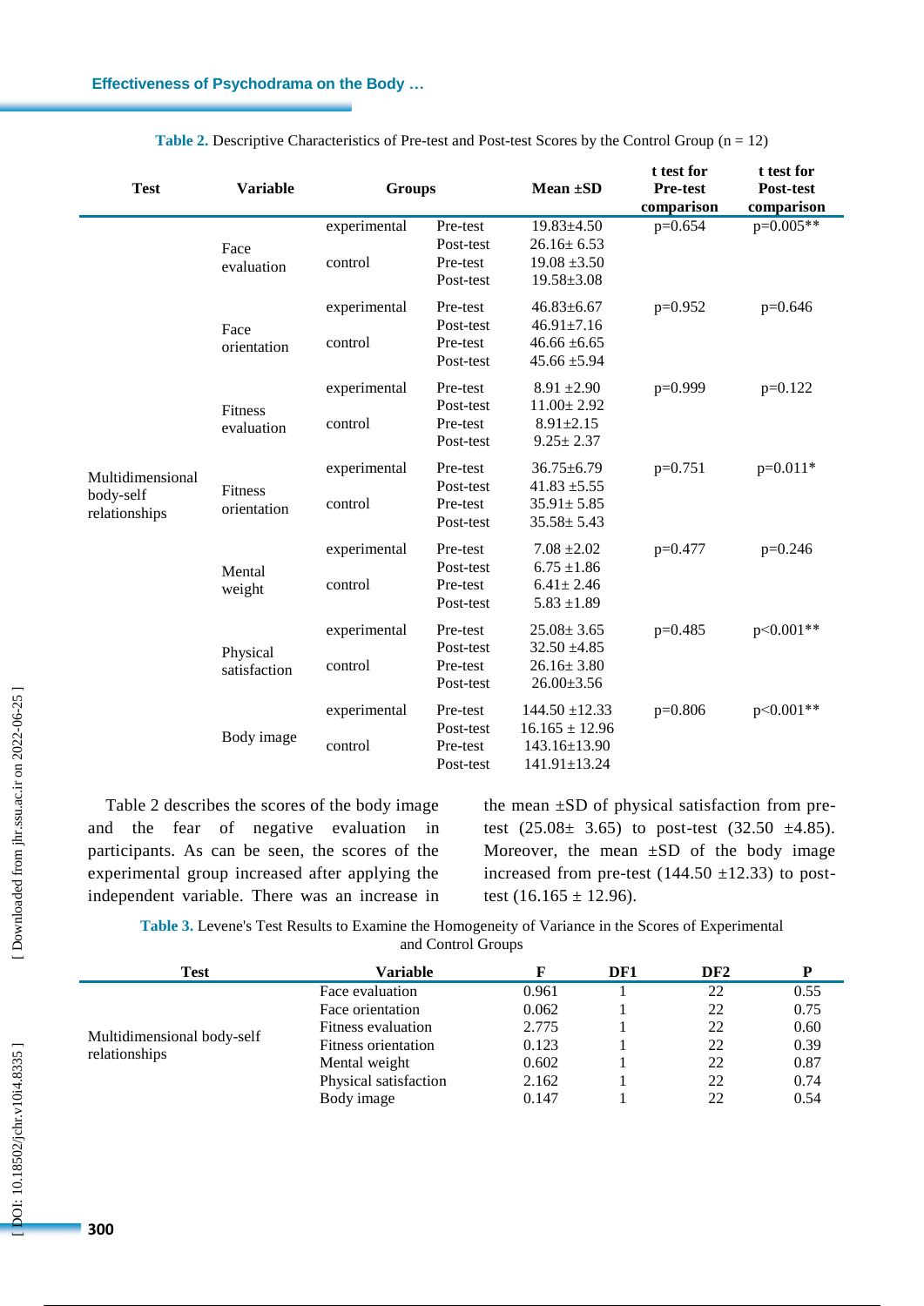**Table 2.** Descriptive Characteristics of Pre-test and Post-test Scores by the Control Group (n = 12)

| Test | Variable | Groups | | Mean ±SD | t test for Pre-test comparison | t test for Post-test comparison |
|---|---|---|---|---|---|---|
| Multidimensional body-self relationships | Face evaluation | experimental | Pre-test | 19.83±4.50 | p=0.654 | p=0.005** |
| | | | Post-test | 26.16± 6.53 | | |
| | | control | Pre-test | 19.08 ±3.50 | | |
| | | | Post-test | 19.58±3.08 | | |
| | Face orientation | experimental | Pre-test | 46.83±6.67 | p=0.952 | p=0.646 |
| | | | Post-test | 46.91±7.16 | | |
| | | control | Pre-test | 46.66 ±6.65 | | |
| | | | Post-test | 45.66 ±5.94 | | |
| | Fitness evaluation | experimental | Pre-test | 8.91 ±2.90 | p=0.999 | p=0.122 |
| | | | Post-test | 11.00± 2.92 | | |
| | | control | Pre-test | 8.91±2.15 | | |
| | | | Post-test | 9.25± 2.37 | | |
| | Fitness orientation | experimental | Pre-test | 36.75±6.79 | p=0.751 | p=0.011* |
| | | | Post-test | 41.83 ±5.55 | | |
| | | control | Pre-test | 35.91± 5.85 | | |
| | | | Post-test | 35.58± 5.43 | | |
| | Mental weight | experimental | Pre-test | 7.08 ±2.02 | p=0.477 | p=0.246 |
| | | | Post-test | 6.75 ±1.86 | | |
| | | control | Pre-test | 6.41± 2.46 | | |
| | | | Post-test | 5.83 ±1.89 | | |
| | Physical satisfaction | experimental | Pre-test | 25.08± 3.65 | p=0.485 | p<0.001** |
| | | | Post-test | 32.50 ±4.85 | | |
| | | control | Pre-test | 26.16± 3.80 | | |
| | | | Post-test | 26.00±3.56 | | |
| | Body image | experimental | Pre-test | 144.50 ±12.33 | p=0.806 | p<0.001** |
| | | | Post-test | 16.165 ± 12.96 | | |
| | | control | Pre-test | 143.16±13.90 | | |
| | | | Post-test | 141.91±13.24 | | |

Table 2 describes the scores of the body image and the fear of negative evaluation in participants. As can be seen, the scores of the experimental group increased after applying the independent variable. There was an increase in the mean ±SD of physical satisfaction from pre-test (25.08± 3.65) to post-test (32.50 ±4.85). Moreover, the mean ±SD of the body image increased from pre-test (144.50 ±12.33) to post-test (16.165 ± 12.96).

**Table 3.** Levene's Test Results to Examine the Homogeneity of Variance in the Scores of Experimental and Control Groups

| Test | Variable | F | DF1 | DF2 | P |
|---|---|---|---|---|---|
| Multidimensional body-self relationships | Face evaluation | 0.961 | 1 | 22 | 0.55 |
| | Face orientation | 0.062 | 1 | 22 | 0.75 |
| | Fitness evaluation | 2.775 | 1 | 22 | 0.60 |
| | Fitness orientation | 0.123 | 1 | 22 | 0.39 |
| | Mental weight | 0.602 | 1 | 22 | 0.87 |
| | Physical satisfaction | 2.162 | 1 | 22 | 0.74 |
| | Body image | 0.147 | 1 | 22 | 0.54 |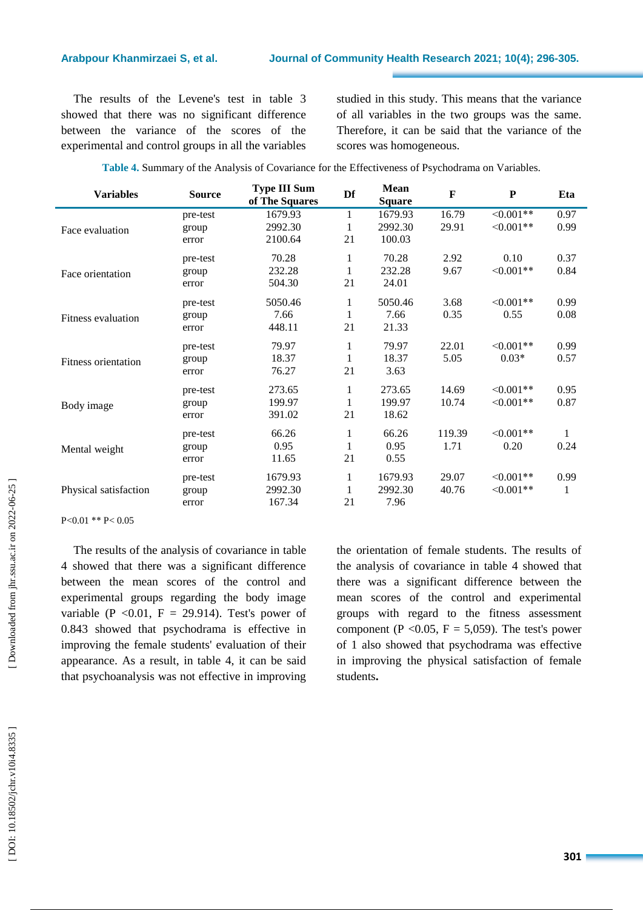The results of the Levene's test in table 3 showed that there was no significant difference between the variance of the scores of the experimental and control groups in all the variables studied in this study. This means that the variance of all variables in the two groups was the same. Therefore, it can be said that the variance of the scores was homogeneous.

**Table 4.** Summary of the Analysis of Covariance for the Effectiveness of Psychodrama on Variables.

| Variables | Source | Type III Sum of The Squares | Df | Mean Square | F | P | Eta |
|---|---|---|---|---|---|---|---|
| Face evaluation | pre-test | 1679.93 | 1 | 1679.93 | 16.79 | <0.001** | 0.97 |
| | group | 2992.30 | 1 | 2992.30 | 29.91 | <0.001** | 0.99 |
| | error | 2100.64 | 21 | 100.03 | | | |
| Face orientation | pre-test | 70.28 | 1 | 70.28 | 2.92 | 0.10 | 0.37 |
| | group | 232.28 | 1 | 232.28 | 9.67 | <0.001** | 0.84 |
| | error | 504.30 | 21 | 24.01 | | | |
| Fitness evaluation | pre-test | 5050.46 | 1 | 5050.46 | 3.68 | <0.001** | 0.99 |
| | group | 7.66 | 1 | 7.66 | 0.35 | 0.55 | 0.08 |
| | error | 448.11 | 21 | 21.33 | | | |
| Fitness orientation | pre-test | 79.97 | 1 | 79.97 | 22.01 | <0.001** | 0.99 |
| | group | 18.37 | 1 | 18.37 | 5.05 | 0.03* | 0.57 |
| | error | 76.27 | 21 | 3.63 | | | |
| Body image | pre-test | 273.65 | 1 | 273.65 | 14.69 | <0.001** | 0.95 |
| | group | 199.97 | 1 | 199.97 | 10.74 | <0.001** | 0.87 |
| | error | 391.02 | 21 | 18.62 | | | |
| Mental weight | pre-test | 66.26 | 1 | 66.26 | 119.39 | <0.001** | 1 |
| | group | 0.95 | 1 | 0.95 | 1.71 | 0.20 | 0.24 |
| | error | 11.65 | 21 | 0.55 | | | |
| Physical satisfaction | pre-test | 1679.93 | 1 | 1679.93 | 29.07 | <0.001** | 0.99 |
| | group | 2992.30 | 1 | 2992.30 | 40.76 | <0.001** | 1 |
| | error | 167.34 | 21 | 7.96 | | | |

P<0.01 ** P< 0.05

The results of the analysis of covariance in table 4 showed that there was a significant difference between the mean scores of the control and experimental groups regarding the body image variable (P <0.01, F = 29.914). Test's power of 0.843 showed that psychodrama is effective in improving the female students' evaluation of their appearance. As a result, in table 4, it can be said that psychoanalysis was not effective in improving the orientation of female students. The results of the analysis of covariance in table 4 showed that there was a significant difference between the mean scores of the control and experimental groups with regard to the fitness assessment component (P <0.05, F = 5,059). The test's power of 1 also showed that psychodrama was effective in improving the physical satisfaction of female students**.**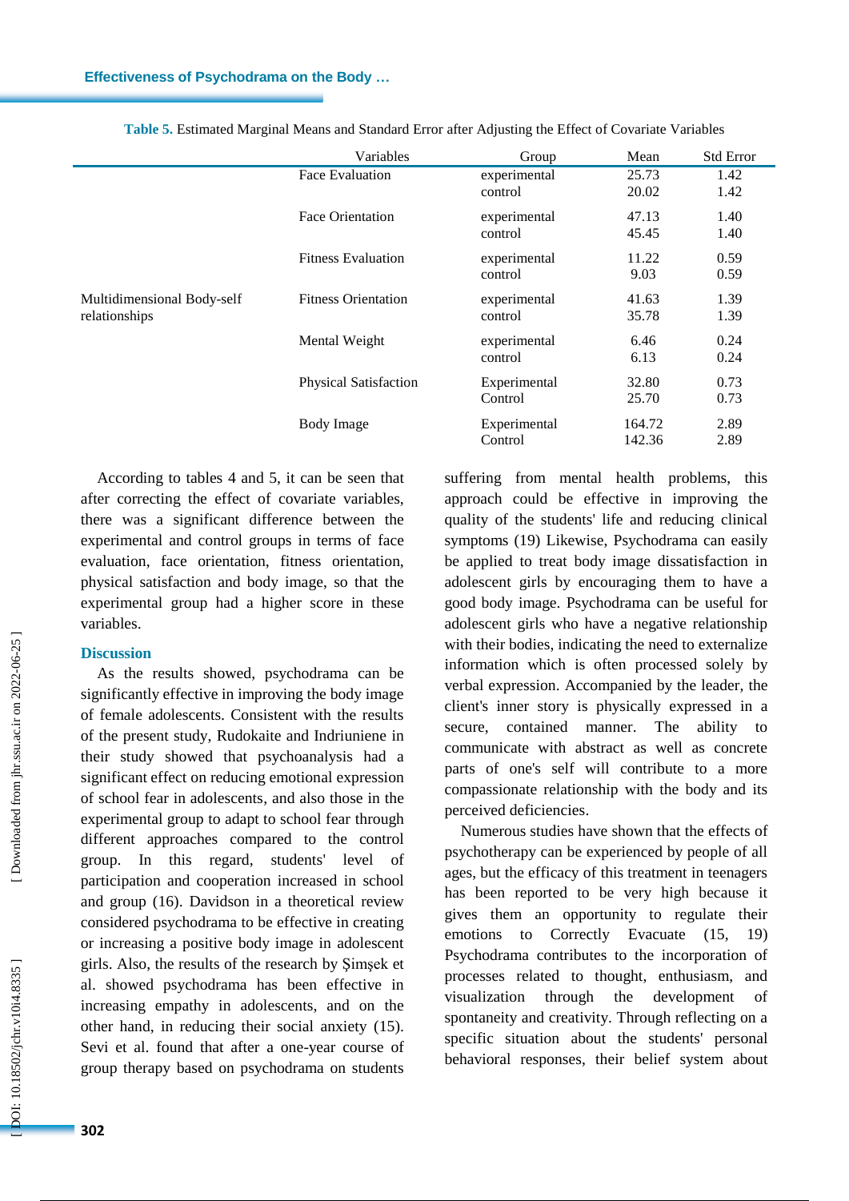**Table 5.** Estimated Marginal Means and Standard Error after Adjusting the Effect of Covariate Variables

| | Variables | Group | Mean | Std Error |
|---|---|---|---|---|
| Multidimensional Body-self relationships | Face Evaluation | experimental | 25.73 | 1.42 |
| | | control | 20.02 | 1.42 |
| | Face Orientation | experimental | 47.13 | 1.40 |
| | | control | 45.45 | 1.40 |
| | Fitness Evaluation | experimental | 11.22 | 0.59 |
| | | control | 9.03 | 0.59 |
| | Fitness Orientation | experimental | 41.63 | 1.39 |
| | | control | 35.78 | 1.39 |
| | Mental Weight | experimental | 6.46 | 0.24 |
| | | control | 6.13 | 0.24 |
| | Physical Satisfaction | Experimental | 32.80 | 0.73 |
| | | Control | 25.70 | 0.73 |
| | Body Image | Experimental | 164.72 | 2.89 |
| | | Control | 142.36 | 2.89 |

According to tables 4 and 5, it can be seen that after correcting the effect of covariate variables, there was a significant difference between the experimental and control groups in terms of face evaluation, face orientation, fitness orientation, physical satisfaction and body image, so that the experimental group had a higher score in these variables.

## Discussion

As the results showed, psychodrama can be significantly effective in improving the body image of female adolescents. Consistent with the results of the present study, Rudokaite and Indriuniene in their study showed that psychoanalysis had a significant effect on reducing emotional expression of school fear in adolescents, and also those in the experimental group to adapt to school fear through different approaches compared to the control group. In this regard, students' level of participation and cooperation increased in school and group (16). Davidson in a theoretical review considered psychodrama to be effective in creating or increasing a positive body image in adolescent girls. Also, the results of the research by Şimşek et al. showed psychodrama has been effective in increasing empathy in adolescents, and on the other hand, in reducing their social anxiety (15). Sevi et al. found that after a one-year course of group therapy based on psychodrama on students suffering from mental health problems, this approach could be effective in improving the quality of the students' life and reducing clinical symptoms (19) Likewise, Psychodrama can easily be applied to treat body image dissatisfaction in adolescent girls by encouraging them to have a good body image. Psychodrama can be useful for adolescent girls who have a negative relationship with their bodies, indicating the need to externalize information which is often processed solely by verbal expression. Accompanied by the leader, the client's inner story is physically expressed in a secure, contained manner. The ability to communicate with abstract as well as concrete parts of one's self will contribute to a more compassionate relationship with the body and its perceived deficiencies.

Numerous studies have shown that the effects of psychotherapy can be experienced by people of all ages, but the efficacy of this treatment in teenagers has been reported to be very high because it gives them an opportunity to regulate their emotions to Correctly Evacuate (15, 19) Psychodrama contributes to the incorporation of processes related to thought, enthusiasm, and visualization through the development of spontaneity and creativity. Through reflecting on a specific situation about the students' personal behavioral responses, their belief system about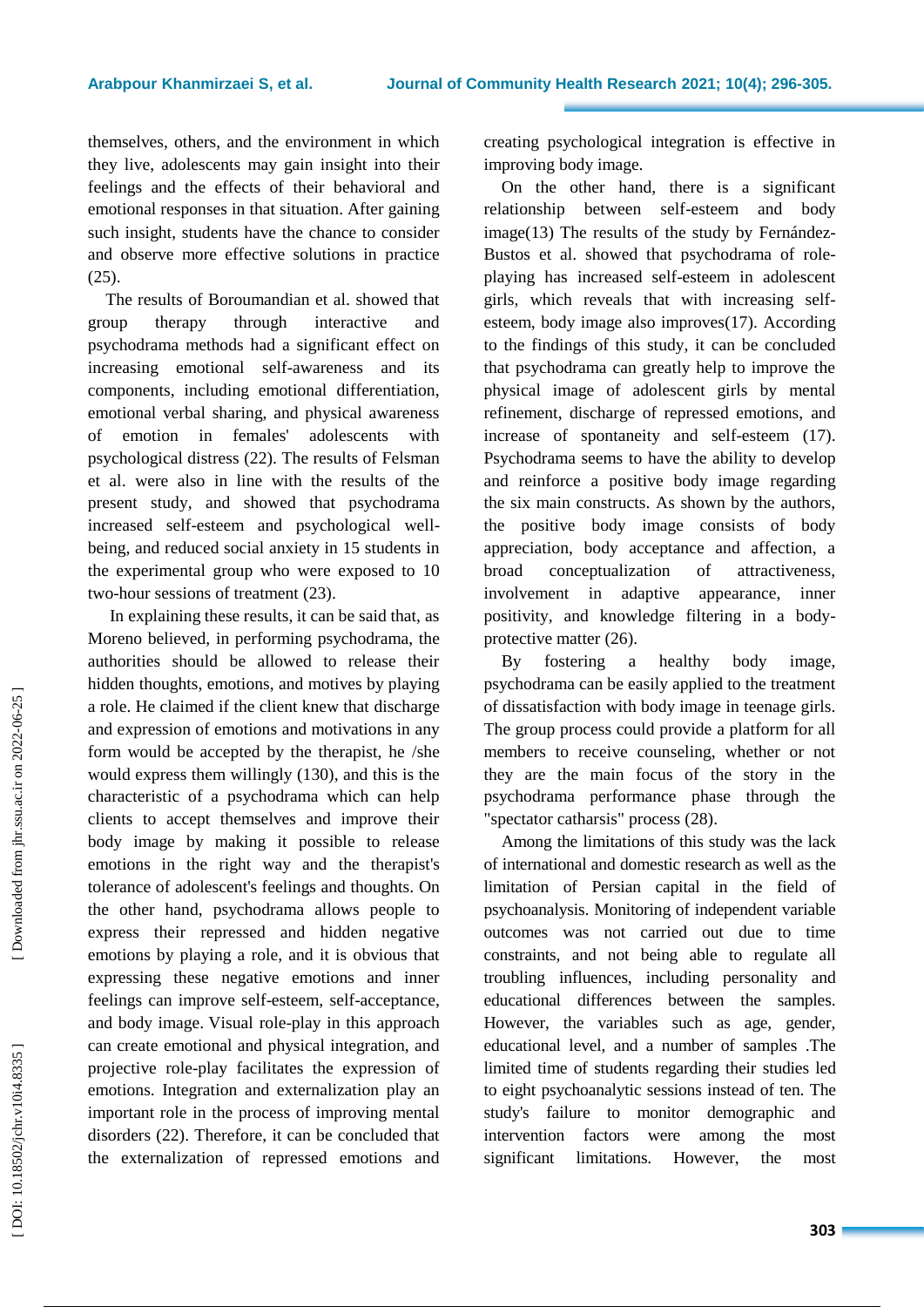themselves, others, and the environment in which they live, adolescents may gain insight into their feelings and the effects of their behavioral and emotional responses in that situation. After gaining such insight, students have the chance to consider and observe more effective solutions in practice (25).

The results of Boroumandian et al. showed that group therapy through interactive and psychodrama methods had a significant effect on increasing emotional self-awareness and its components, including emotional differentiation, emotional verbal sharing, and physical awareness of emotion in females' adolescents with psychological distress (22). The results of Felsman et al. were also in line with the results of the present study, and showed that psychodrama increased self-esteem and psychological well-being, and reduced social anxiety in 15 students in the experimental group who were exposed to 10 two-hour sessions of treatment (23).

In explaining these results, it can be said that, as Moreno believed, in performing psychodrama, the authorities should be allowed to release their hidden thoughts, emotions, and motives by playing a role. He claimed if the client knew that discharge and expression of emotions and motivations in any form would be accepted by the therapist, he /she would express them willingly (130), and this is the characteristic of a psychodrama which can help clients to accept themselves and improve their body image by making it possible to release emotions in the right way and the therapist's tolerance of adolescent's feelings and thoughts. On the other hand, psychodrama allows people to express their repressed and hidden negative emotions by playing a role, and it is obvious that expressing these negative emotions and inner feelings can improve self-esteem, self-acceptance, and body image. Visual role-play in this approach can create emotional and physical integration, and projective role-play facilitates the expression of emotions. Integration and externalization play an important role in the process of improving mental disorders (22). Therefore, it can be concluded that the externalization of repressed emotions and creating psychological integration is effective in improving body image.

On the other hand, there is a significant relationship between self-esteem and body image(13) The results of the study by Fernández-Bustos et al. showed that psychodrama of role-playing has increased self-esteem in adolescent girls, which reveals that with increasing self-esteem, body image also improves(17). According to the findings of this study, it can be concluded that psychodrama can greatly help to improve the physical image of adolescent girls by mental refinement, discharge of repressed emotions, and increase of spontaneity and self-esteem (17). Psychodrama seems to have the ability to develop and reinforce a positive body image regarding the six main constructs. As shown by the authors, the positive body image consists of body appreciation, body acceptance and affection, a broad conceptualization of attractiveness, involvement in adaptive appearance, inner positivity, and knowledge filtering in a body-protective matter (26).

By fostering a healthy body image, psychodrama can be easily applied to the treatment of dissatisfaction with body image in teenage girls. The group process could provide a platform for all members to receive counseling, whether or not they are the main focus of the story in the psychodrama performance phase through the "spectator catharsis" process (28).

Among the limitations of this study was the lack of international and domestic research as well as the limitation of Persian capital in the field of psychoanalysis. Monitoring of independent variable outcomes was not carried out due to time constraints, and not being able to regulate all troubling influences, including personality and educational differences between the samples. However, the variables such as age, gender, educational level, and a number of samples .The limited time of students regarding their studies led to eight psychoanalytic sessions instead of ten. The study's failure to monitor demographic and intervention factors were among the most significant limitations. However, the most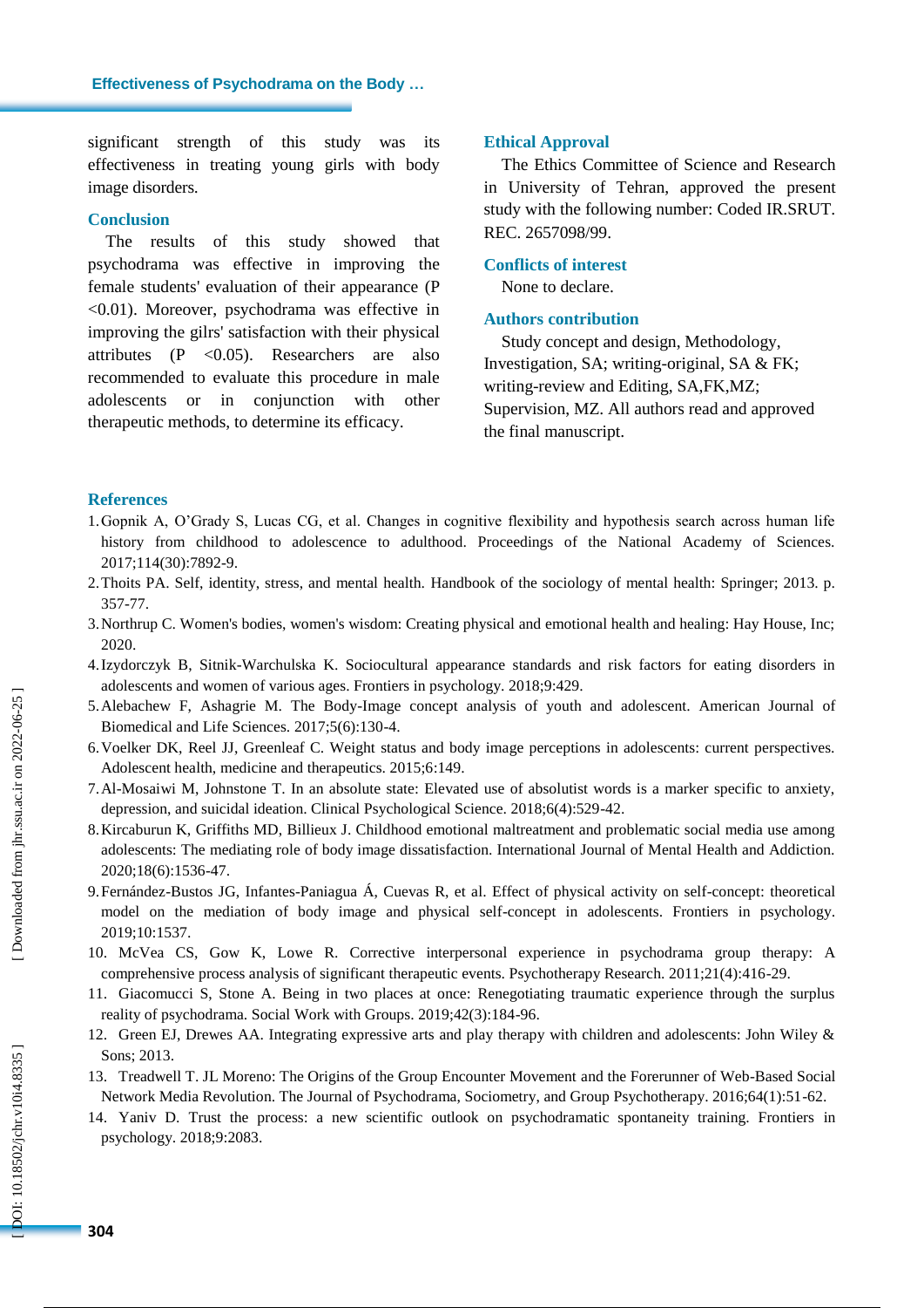significant strength of this study was its effectiveness in treating young girls with body image disorders.

## Conclusion

The results of this study showed that psychodrama was effective in improving the female students' evaluation of their appearance (P <0.01). Moreover, psychodrama was effective in improving the gilrs' satisfaction with their physical attributes (P <0.05). Researchers are also recommended to evaluate this procedure in male adolescents or in conjunction with other therapeutic methods, to determine its efficacy.

## Ethical Approval

The Ethics Committee of Science and Research in University of Tehran, approved the present study with the following number: Coded IR.SRUT. REC. 2657098/99.

## Conflicts of interest

None to declare.

## Authors contribution

Study concept and design, Methodology, Investigation, SA; writing-original, SA & FK; writing-review and Editing, SA,FK,MZ; Supervision, MZ. All authors read and approved the final manuscript.

## References

1. Gopnik A, O'Grady S, Lucas CG, et al. Changes in cognitive flexibility and hypothesis search across human life history from childhood to adolescence to adulthood. Proceedings of the National Academy of Sciences. 2017;114(30):7892-9.
2. Thoits PA. Self, identity, stress, and mental health. Handbook of the sociology of mental health: Springer; 2013. p. 357-77.
3. Northrup C. Women's bodies, women's wisdom: Creating physical and emotional health and healing: Hay House, Inc; 2020.
4. Izydorczyk B, Sitnik-Warchulska K. Sociocultural appearance standards and risk factors for eating disorders in adolescents and women of various ages. Frontiers in psychology. 2018;9:429.
5. Alebachew F, Ashagrie M. The Body-Image concept analysis of youth and adolescent. American Journal of Biomedical and Life Sciences. 2017;5(6):130-4.
6. Voelker DK, Reel JJ, Greenleaf C. Weight status and body image perceptions in adolescents: current perspectives. Adolescent health, medicine and therapeutics. 2015;6:149.
7. Al-Mosaiwi M, Johnstone T. In an absolute state: Elevated use of absolutist words is a marker specific to anxiety, depression, and suicidal ideation. Clinical Psychological Science. 2018;6(4):529-42.
8. Kircaburun K, Griffiths MD, Billieux J. Childhood emotional maltreatment and problematic social media use among adolescents: The mediating role of body image dissatisfaction. International Journal of Mental Health and Addiction. 2020;18(6):1536-47.
9. Fernández-Bustos JG, Infantes-Paniagua Á, Cuevas R, et al. Effect of physical activity on self-concept: theoretical model on the mediation of body image and physical self-concept in adolescents. Frontiers in psychology. 2019;10:1537.
10. McVea CS, Gow K, Lowe R. Corrective interpersonal experience in psychodrama group therapy: A comprehensive process analysis of significant therapeutic events. Psychotherapy Research. 2011;21(4):416-29.
11. Giacomucci S, Stone A. Being in two places at once: Renegotiating traumatic experience through the surplus reality of psychodrama. Social Work with Groups. 2019;42(3):184-96.
12. Green EJ, Drewes AA. Integrating expressive arts and play therapy with children and adolescents: John Wiley & Sons; 2013.
13. Treadwell T. JL Moreno: The Origins of the Group Encounter Movement and the Forerunner of Web-Based Social Network Media Revolution. The Journal of Psychodrama, Sociometry, and Group Psychotherapy. 2016;64(1):51-62.
14. Yaniv D. Trust the process: a new scientific outlook on psychodramatic spontaneity training. Frontiers in psychology. 2018;9:2083.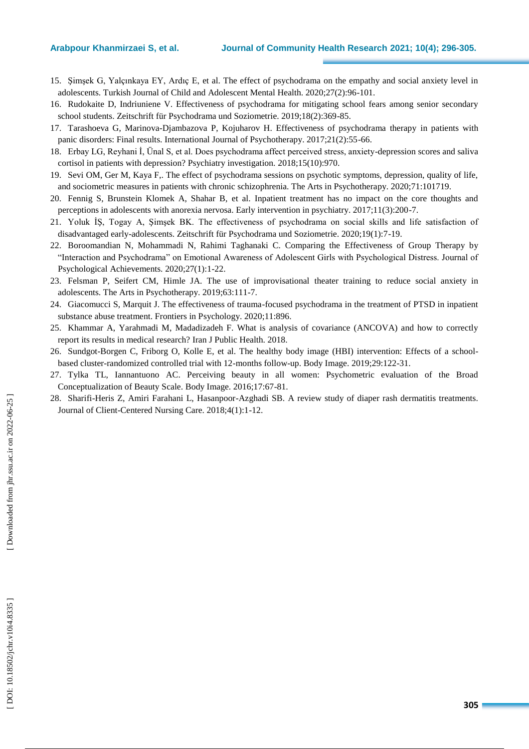15. Şimşek G, Yalçınkaya EY, Ardıç E, et al. The effect of psychodrama on the empathy and social anxiety level in adolescents. Turkish Journal of Child and Adolescent Mental Health. 2020;27(2):96-101.
16. Rudokaite D, Indriuniene V. Effectiveness of psychodrama for mitigating school fears among senior secondary school students. Zeitschrift für Psychodrama und Soziometrie. 2019;18(2):369-85.
17. Tarashoeva G, Marinova-Djambazova P, Kojuharov H. Effectiveness of psychodrama therapy in patients with panic disorders: Final results. International Journal of Psychotherapy. 2017;21(2):55-66.
18. Erbay LG, Reyhani İ, Ünal S, et al. Does psychodrama affect perceived stress, anxiety-depression scores and saliva cortisol in patients with depression? Psychiatry investigation. 2018;15(10):970.
19. Sevi OM, Ger M, Kaya F,. The effect of psychodrama sessions on psychotic symptoms, depression, quality of life, and sociometric measures in patients with chronic schizophrenia. The Arts in Psychotherapy. 2020;71:101719.
20. Fennig S, Brunstein Klomek A, Shahar B, et al. Inpatient treatment has no impact on the core thoughts and perceptions in adolescents with anorexia nervosa. Early intervention in psychiatry. 2017;11(3):200-7.
21. Yoluk İŞ, Togay A, Şimşek BK. The effectiveness of psychodrama on social skills and life satisfaction of disadvantaged early-adolescents. Zeitschrift für Psychodrama und Soziometrie. 2020;19(1):7-19.
22. Boroomandian N, Mohammadi N, Rahimi Taghanaki C. Comparing the Effectiveness of Group Therapy by "Interaction and Psychodrama" on Emotional Awareness of Adolescent Girls with Psychological Distress. Journal of Psychological Achievements. 2020;27(1):1-22.
23. Felsman P, Seifert CM, Himle JA. The use of improvisational theater training to reduce social anxiety in adolescents. The Arts in Psychotherapy. 2019;63:111-7.
24. Giacomucci S, Marquit J. The effectiveness of trauma-focused psychodrama in the treatment of PTSD in inpatient substance abuse treatment. Frontiers in Psychology. 2020;11:896.
25. Khammar A, Yarahmadi M, Madadizadeh F. What is analysis of covariance (ANCOVA) and how to correctly report its results in medical research? Iran J Public Health. 2018.
26. Sundgot-Borgen C, Friborg O, Kolle E, et al. The healthy body image (HBI) intervention: Effects of a school-based cluster-randomized controlled trial with 12-months follow-up. Body Image. 2019;29:122-31.
27. Tylka TL, Iannantuono AC. Perceiving beauty in all women: Psychometric evaluation of the Broad Conceptualization of Beauty Scale. Body Image. 2016;17:67-81.
28. Sharifi-Heris Z, Amiri Farahani L, Hasanpoor-Azghadi SB. A review study of diaper rash dermatitis treatments. Journal of Client-Centered Nursing Care. 2018;4(1):1-12.